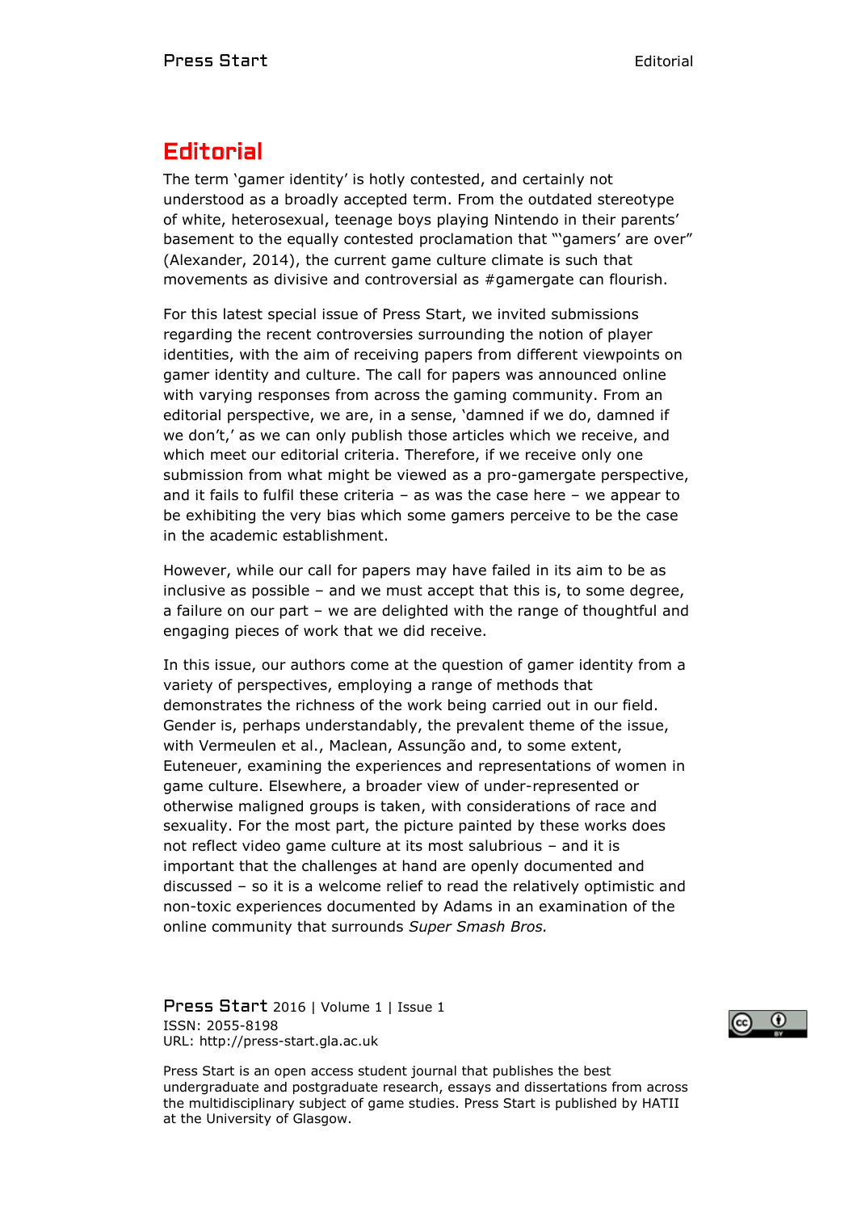# Editorial

The term 'gamer identity' is hotly contested, and certainly not understood as a broadly accepted term. From the outdated stereotype of white, heterosexual, teenage boys playing Nintendo in their parents' basement to the equally contested proclamation that "'gamers' are over" (Alexander, 2014), the current game culture climate is such that movements as divisive and controversial as #gamergate can flourish.

For this latest special issue of Press Start, we invited submissions regarding the recent controversies surrounding the notion of player identities, with the aim of receiving papers from different viewpoints on gamer identity and culture. The call for papers was announced online with varying responses from across the gaming community. From an editorial perspective, we are, in a sense, 'damned if we do, damned if we don't,' as we can only publish those articles which we receive, and which meet our editorial criteria. Therefore, if we receive only one submission from what might be viewed as a pro-gamergate perspective, and it fails to fulfil these criteria – as was the case here – we appear to be exhibiting the very bias which some gamers perceive to be the case in the academic establishment.

However, while our call for papers may have failed in its aim to be as inclusive as possible – and we must accept that this is, to some degree, a failure on our part – we are delighted with the range of thoughtful and engaging pieces of work that we did receive.

In this issue, our authors come at the question of gamer identity from a variety of perspectives, employing a range of methods that demonstrates the richness of the work being carried out in our field. Gender is, perhaps understandably, the prevalent theme of the issue, with Vermeulen et al., Maclean, Assunção and, to some extent, Euteneuer, examining the experiences and representations of women in game culture. Elsewhere, a broader view of under-represented or otherwise maligned groups is taken, with considerations of race and sexuality. For the most part, the picture painted by these works does not reflect video game culture at its most salubrious – and it is important that the challenges at hand are openly documented and discussed – so it is a welcome relief to read the relatively optimistic and non-toxic experiences documented by Adams in an examination of the online community that surrounds *Super Smash Bros.*

Press Start is an open access student journal that publishes the best undergraduate and postgraduate research, essays and dissertations from across the multidisciplinary subject of game studies. Press Start is published by HATII at the University of Glasgow.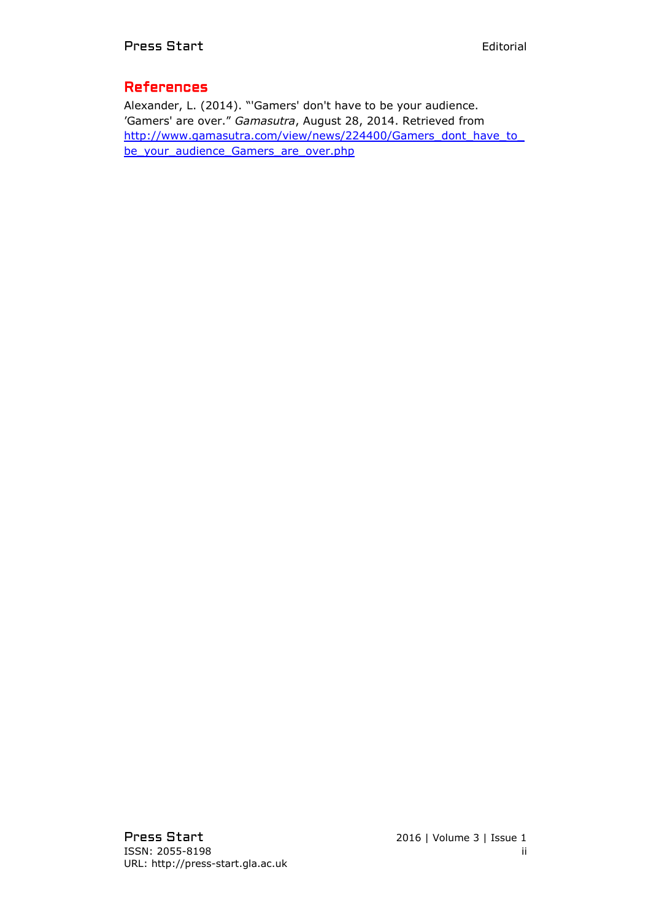## References

Alexander, L. (2014). "'Gamers' don't have to be your audience. 'Gamers' are over." *Gamasutra*, August 28, 2014. Retrieved from http://www.gamasutra.com/view/news/224400/Gamers_dont_have_to_be_your_audience_Gamers_are_over.php